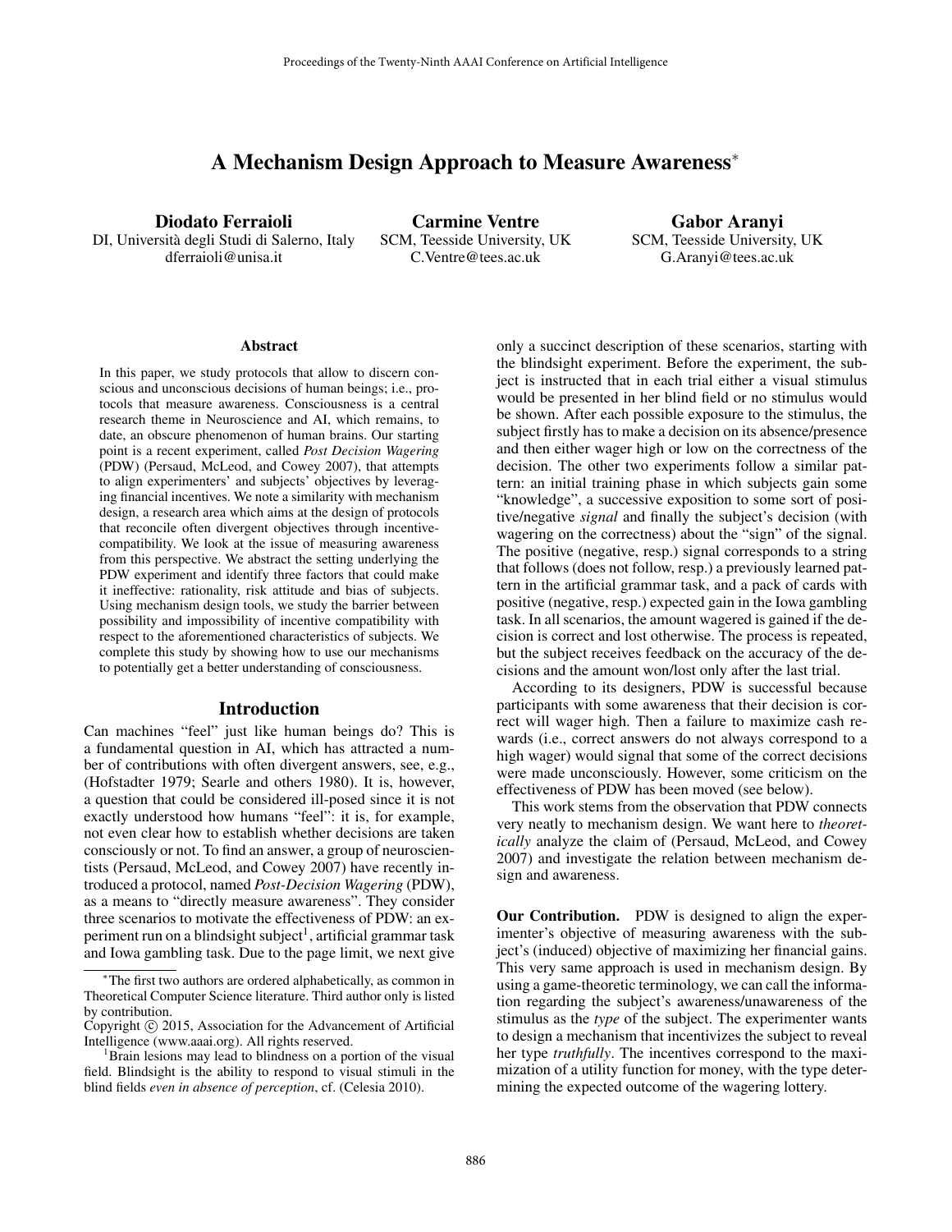# A Mechanism Design Approach to Measure Awareness*

**Diodato Ferraioli**
DI, Università degli Studi di Salerno, Italy
dferraioli@unisa.it

**Carmine Ventre**
SCM, Teesside University, UK
C.Ventre@tees.ac.uk

**Gabor Aranyi**
SCM, Teesside University, UK
G.Aranyi@tees.ac.uk

### Abstract

In this paper, we study protocols that allow to discern conscious and unconscious decisions of human beings; i.e., protocols that measure awareness. Consciousness is a central research theme in Neuroscience and AI, which remains, to date, an obscure phenomenon of human brains. Our starting point is a recent experiment, called *Post Decision Wagering* (PDW) (Persaud, McLeod, and Cowey 2007), that attempts to align experimenters' and subjects' objectives by leveraging financial incentives. We note a similarity with mechanism design, a research area which aims at the design of protocols that reconcile often divergent objectives through incentive-compatibility. We look at the issue of measuring awareness from this perspective. We abstract the setting underlying the PDW experiment and identify three factors that could make it ineffective: rationality, risk attitude and bias of subjects. Using mechanism design tools, we study the barrier between possibility and impossibility of incentive compatibility with respect to the aforementioned characteristics of subjects. We complete this study by showing how to use our mechanisms to potentially get a better understanding of consciousness.

## Introduction

Can machines "feel" just like human beings do? This is a fundamental question in AI, which has attracted a number of contributions with often divergent answers, see, e.g., (Hofstadter 1979; Searle and others 1980). It is, however, a question that could be considered ill-posed since it is not exactly understood how humans "feel": it is, for example, not even clear how to establish whether decisions are taken consciously or not. To find an answer, a group of neuroscientists (Persaud, McLeod, and Cowey 2007) have recently introduced a protocol, named *Post-Decision Wagering* (PDW), as a means to "directly measure awareness". They consider three scenarios to motivate the effectiveness of PDW: an experiment run on a blindsight subject[1], artificial grammar task and Iowa gambling task. Due to the page limit, we next give only a succinct description of these scenarios, starting with the blindsight experiment. Before the experiment, the subject is instructed that in each trial either a visual stimulus would be presented in her blind field or no stimulus would be shown. After each possible exposure to the stimulus, the subject firstly has to make a decision on its absence/presence and then either wager high or low on the correctness of the decision. The other two experiments follow a similar pattern: an initial training phase in which subjects gain some "knowledge", a successive exposition to some sort of positive/negative *signal* and finally the subject's decision (with wagering on the correctness) about the "sign" of the signal. The positive (negative, resp.) signal corresponds to a string that follows (does not follow, resp.) a previously learned pattern in the artificial grammar task, and a pack of cards with positive (negative, resp.) expected gain in the Iowa gambling task. In all scenarios, the amount wagered is gained if the decision is correct and lost otherwise. The process is repeated, but the subject receives feedback on the accuracy of the decisions and the amount won/lost only after the last trial.

According to its designers, PDW is successful because participants with some awareness that their decision is correct will wager high. Then a failure to maximize cash rewards (i.e., correct answers do not always correspond to a high wager) would signal that some of the correct decisions were made unconsciously. However, some criticism on the effectiveness of PDW has been moved (see below).

This work stems from the observation that PDW connects very neatly to mechanism design. We want here to *theoretically* analyze the claim of (Persaud, McLeod, and Cowey 2007) and investigate the relation between mechanism design and awareness.

**Our Contribution.** PDW is designed to align the experimenter's objective of measuring awareness with the subject's (induced) objective of maximizing her financial gains. This very same approach is used in mechanism design. By using a game-theoretic terminology, we can call the information regarding the subject's awareness/unawareness of the stimulus as the *type* of the subject. The experimenter wants to design a mechanism that incentivizes the subject to reveal her type *truthfully*. The incentives correspond to the maximization of a utility function for money, with the type determining the expected outcome of the wagering lottery.

---

*The first two authors are ordered alphabetically, as common in Theoretical Computer Science literature. Third author only is listed by contribution.

Copyright © 2015, Association for the Advancement of Artificial Intelligence (www.aaai.org). All rights reserved.

[1]Brain lesions may lead to blindness on a portion of the visual field. Blindsight is the ability to respond to visual stimuli in the blind fields *even in absence of perception*, cf. (Celesia 2010).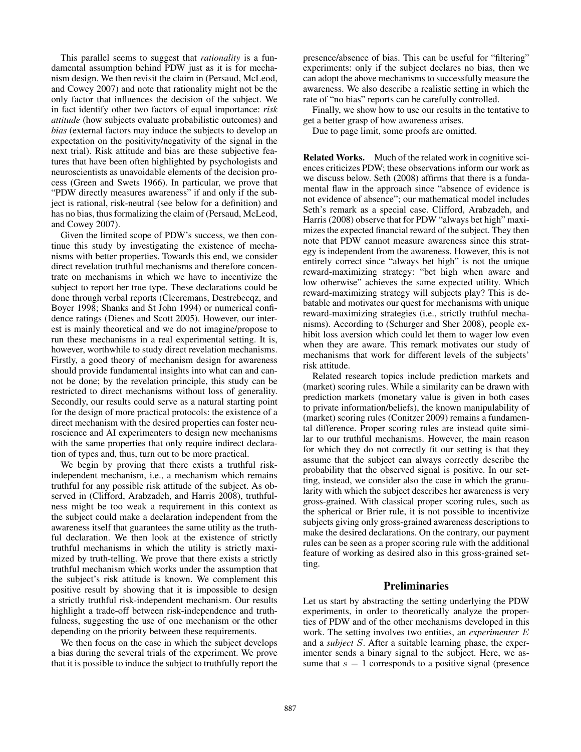This parallel seems to suggest that *rationality* is a fundamental assumption behind PDW just as it is for mechanism design. We then revisit the claim in (Persaud, McLeod, and Cowey 2007) and note that rationality might not be the only factor that influences the decision of the subject. We in fact identify other two factors of equal importance: *risk attitude* (how subjects evaluate probabilistic outcomes) and *bias* (external factors may induce the subjects to develop an expectation on the positivity/negativity of the signal in the next trial). Risk attitude and bias are these subjective features that have been often highlighted by psychologists and neuroscientists as unavoidable elements of the decision process (Green and Swets 1966). In particular, we prove that "PDW directly measures awareness" if and only if the subject is rational, risk-neutral (see below for a definition) and has no bias, thus formalizing the claim of (Persaud, McLeod, and Cowey 2007).

Given the limited scope of PDW's success, we then continue this study by investigating the existence of mechanisms with better properties. Towards this end, we consider direct revelation truthful mechanisms and therefore concentrate on mechanisms in which we have to incentivize the subject to report her true type. These declarations could be done through verbal reports (Cleeremans, Destrebecqz, and Boyer 1998; Shanks and St John 1994) or numerical confidence ratings (Dienes and Scott 2005). However, our interest is mainly theoretical and we do not imagine/propose to run these mechanisms in a real experimental setting. It is, however, worthwhile to study direct revelation mechanisms. Firstly, a good theory of mechanism design for awareness should provide fundamental insights into what can and can not be done; by the revelation principle, this study can be restricted to direct mechanisms without loss of generality. Secondly, our results could serve as a natural starting point for the design of more practical protocols: the existence of a direct mechanism with the desired properties can foster neuroscience and AI experimenters to design new mechanisms with the same properties that only require indirect declaration of types and, thus, turn out to be more practical.

We begin by proving that there exists a truthful risk-independent mechanism, i.e., a mechanism which remains truthful for any possible risk attitude of the subject. As observed in (Clifford, Arabzadeh, and Harris 2008), truthfulness might be too weak a requirement in this context as the subject could make a declaration independent from the awareness itself that guarantees the same utility as the truthful declaration. We then look at the existence of strictly truthful mechanisms in which the utility is strictly maximized by truth-telling. We prove that there exists a strictly truthful mechanism which works under the assumption that the subject's risk attitude is known. We complement this positive result by showing that it is impossible to design a strictly truthful risk-independent mechanism. Our results highlight a trade-off between risk-independence and truthfulness, suggesting the use of one mechanism or the other depending on the priority between these requirements.

We then focus on the case in which the subject develops a bias during the several trials of the experiment. We prove that it is possible to induce the subject to truthfully report the presence/absence of bias. This can be useful for "filtering" experiments: only if the subject declares no bias, then we can adopt the above mechanisms to successfully measure the awareness. We also describe a realistic setting in which the rate of "no bias" reports can be carefully controlled.

Finally, we show how to use our results in the tentative to get a better grasp of how awareness arises.

Due to page limit, some proofs are omitted.

**Related Works.** Much of the related work in cognitive sciences criticizes PDW; these observations inform our work as we discuss below. Seth (2008) affirms that there is a fundamental flaw in the approach since "absence of evidence is not evidence of absence"; our mathematical model includes Seth's remark as a special case. Clifford, Arabzadeh, and Harris (2008) observe that for PDW "always bet high" maximizes the expected financial reward of the subject. They then note that PDW cannot measure awareness since this strategy is independent from the awareness. However, this is not entirely correct since "always bet high" is not the unique reward-maximizing strategy: "bet high when aware and low otherwise" achieves the same expected utility. Which reward-maximizing strategy will subjects play? This is debatable and motivates our quest for mechanisms with unique reward-maximizing strategies (i.e., strictly truthful mechanisms). According to (Schurger and Sher 2008), people exhibit loss aversion which could let them to wager low even when they are aware. This remark motivates our study of mechanisms that work for different levels of the subjects' risk attitude.

Related research topics include prediction markets and (market) scoring rules. While a similarity can be drawn with prediction markets (monetary value is given in both cases to private information/beliefs), the known manipulability of (market) scoring rules (Conitzer 2009) remains a fundamental difference. Proper scoring rules are instead quite similar to our truthful mechanisms. However, the main reason for which they do not correctly fit our setting is that they assume that the subject can always correctly describe the probability that the observed signal is positive. In our setting, instead, we consider also the case in which the granularity with which the subject describes her awareness is very gross-grained. With classical proper scoring rules, such as the spherical or Brier rule, it is not possible to incentivize subjects giving only gross-grained awareness descriptions to make the desired declarations. On the contrary, our payment rules can be seen as a proper scoring rule with the additional feature of working as desired also in this gross-grained setting.

## Preliminaries

Let us start by abstracting the setting underlying the PDW experiments, in order to theoretically analyze the properties of PDW and of the other mechanisms developed in this work. The setting involves two entities, an *experimenter* $E$ and a *subject* $S$. After a suitable learning phase, the experimenter sends a binary signal to the subject. Here, we assume that $s = 1$ corresponds to a positive signal (presence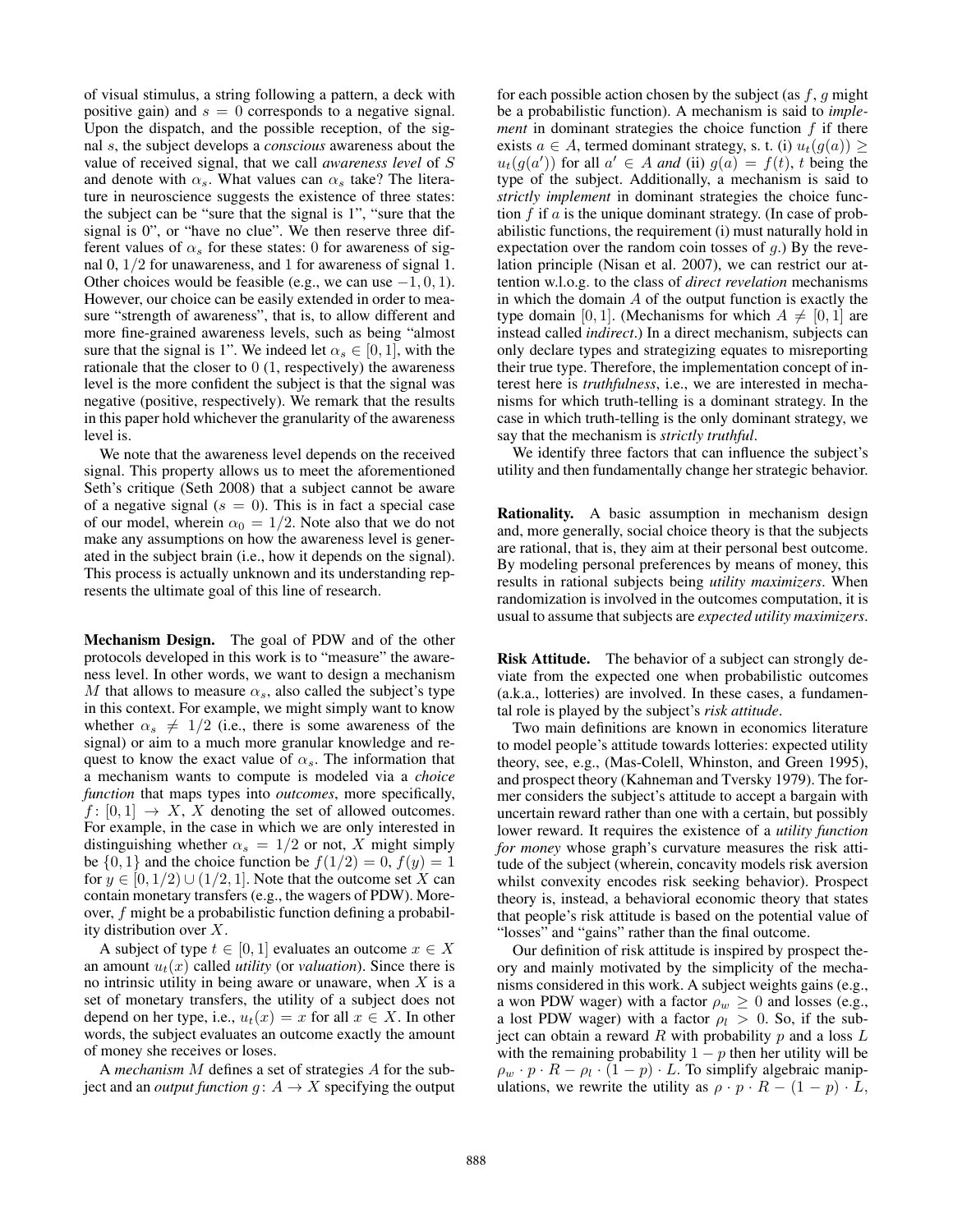of visual stimulus, a string following a pattern, a deck with positive gain) and $s = 0$ corresponds to a negative signal. Upon the dispatch, and the possible reception, of the signal $s$, the subject develops a *conscious* awareness about the value of received signal, that we call *awareness level* of $S$ and denote with $\alpha_s$. What values can $\alpha_s$ take? The literature in neuroscience suggests the existence of three states: the subject can be "sure that the signal is 1", "sure that the signal is 0", or "have no clue". We then reserve three different values of $\alpha_s$ for these states: 0 for awareness of signal 0, $1/2$ for unawareness, and 1 for awareness of signal 1. Other choices would be feasible (e.g., we can use $-1, 0, 1$). However, our choice can be easily extended in order to measure "strength of awareness", that is, to allow different and more fine-grained awareness levels, such as being "almost sure that the signal is 1". We indeed let $\alpha_s \in [0, 1]$, with the rationale that the closer to 0 (1, respectively) the awareness level is the more confident the subject is that the signal was negative (positive, respectively). We remark that the results in this paper hold whichever the granularity of the awareness level is.

We note that the awareness level depends on the received signal. This property allows us to meet the aforementioned Seth's critique (Seth 2008) that a subject cannot be aware of a negative signal ($s = 0$). This is in fact a special case of our model, wherein $\alpha_0 = 1/2$. Note also that we do not make any assumptions on how the awareness level is generated in the subject brain (i.e., how it depends on the signal). This process is actually unknown and its understanding represents the ultimate goal of this line of research.

**Mechanism Design.** The goal of PDW and of the other protocols developed in this work is to "measure" the awareness level. In other words, we want to design a mechanism $M$ that allows to measure $\alpha_s$, also called the subject's type in this context. For example, we might simply want to know whether $\alpha_s \neq 1/2$ (i.e., there is some awareness of the signal) or aim to a much more granular knowledge and request to know the exact value of $\alpha_s$. The information that a mechanism wants to compute is modeled via a *choice function* that maps types into *outcomes*, more specifically, $f: [0, 1] \to X$, $X$ denoting the set of allowed outcomes. For example, in the case in which we are only interested in distinguishing whether $\alpha_s = 1/2$ or not, $X$ might simply be $\{0, 1\}$ and the choice function be $f(1/2) = 0$, $f(y) = 1$ for $y \in [0, 1/2) \cup (1/2, 1]$. Note that the outcome set $X$ can contain monetary transfers (e.g., the wagers of PDW). Moreover, $f$ might be a probabilistic function defining a probability distribution over $X$.

A subject of type $t \in [0, 1]$ evaluates an outcome $x \in X$ an amount $u_t(x)$ called *utility* (or *valuation*). Since there is no intrinsic utility in being aware or unaware, when $X$ is a set of monetary transfers, the utility of a subject does not depend on her type, i.e., $u_t(x) = x$ for all $x \in X$. In other words, the subject evaluates an outcome exactly the amount of money she receives or loses.

A *mechanism* $M$ defines a set of strategies $A$ for the subject and an *output function* $g: A \to X$ specifying the output for each possible action chosen by the subject (as $f$, $g$ might be a probabilistic function). A mechanism is said to *implement* in dominant strategies the choice function $f$ if there exists $a \in A$, termed dominant strategy, s. t. (i) $u_t(g(a)) \geq u_t(g(a'))$ for all $a' \in A$ *and* (ii) $g(a) = f(t)$, $t$ being the type of the subject. Additionally, a mechanism is said to *strictly implement* in dominant strategies the choice function $f$ if $a$ is the unique dominant strategy. (In case of probabilistic functions, the requirement (i) must naturally hold in expectation over the random coin tosses of $g$.) By the revelation principle (Nisan et al. 2007), we can restrict our attention w.l.o.g. to the class of *direct revelation* mechanisms in which the domain $A$ of the output function is exactly the type domain $[0, 1]$. (Mechanisms for which $A \neq [0, 1]$ are instead called *indirect*.) In a direct mechanism, subjects can only declare types and strategizing equates to misreporting their true type. Therefore, the implementation concept of interest here is *truthfulness*, i.e., we are interested in mechanisms for which truth-telling is a dominant strategy. In the case in which truth-telling is the only dominant strategy, we say that the mechanism is *strictly truthful*.

We identify three factors that can influence the subject's utility and then fundamentally change her strategic behavior.

**Rationality.** A basic assumption in mechanism design and, more generally, social choice theory is that the subjects are rational, that is, they aim at their personal best outcome. By modeling personal preferences by means of money, this results in rational subjects being *utility maximizers*. When randomization is involved in the outcomes computation, it is usual to assume that subjects are *expected utility maximizers*.

**Risk Attitude.** The behavior of a subject can strongly deviate from the expected one when probabilistic outcomes (a.k.a., lotteries) are involved. In these cases, a fundamental role is played by the subject's *risk attitude*.

Two main definitions are known in economics literature to model people's attitude towards lotteries: expected utility theory, see, e.g., (Mas-Colell, Whinston, and Green 1995), and prospect theory (Kahneman and Tversky 1979). The former considers the subject's attitude to accept a bargain with uncertain reward rather than one with a certain, but possibly lower reward. It requires the existence of a *utility function for money* whose graph's curvature measures the risk attitude of the subject (wherein, concavity models risk aversion whilst convexity encodes risk seeking behavior). Prospect theory is, instead, a behavioral economic theory that states that people's risk attitude is based on the potential value of "losses" and "gains" rather than the final outcome.

Our definition of risk attitude is inspired by prospect theory and mainly motivated by the simplicity of the mechanisms considered in this work. A subject weights gains (e.g., a won PDW wager) with a factor $\rho_w \geq 0$ and losses (e.g., a lost PDW wager) with a factor $\rho_l > 0$. So, if the subject can obtain a reward $R$ with probability $p$ and a loss $L$ with the remaining probability $1 - p$ then her utility will be $\rho_w \cdot p \cdot R - \rho_l \cdot (1 - p) \cdot L$. To simplify algebraic manipulations, we rewrite the utility as $\rho \cdot p \cdot R - (1 - p) \cdot L$,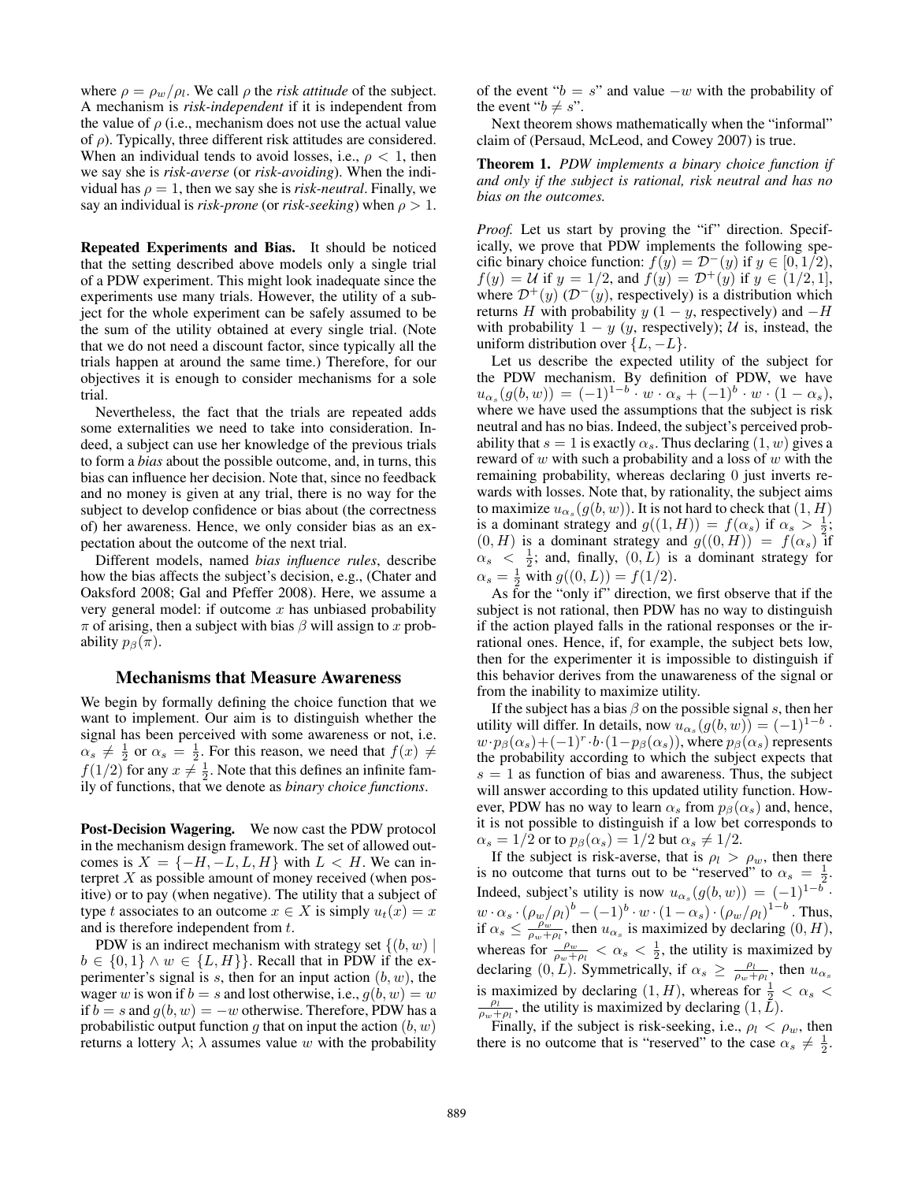where $\rho = \rho_w/\rho_l$. We call $\rho$ the *risk attitude* of the subject. A mechanism is *risk-independent* if it is independent from the value of $\rho$ (i.e., mechanism does not use the actual value of $\rho$). Typically, three different risk attitudes are considered. When an individual tends to avoid losses, i.e., $\rho < 1$, then we say she is *risk-averse* (or *risk-avoiding*). When the individual has $\rho = 1$, then we say she is *risk-neutral*. Finally, we say an individual is *risk-prone* (or *risk-seeking*) when $\rho > 1$.

**Repeated Experiments and Bias.** It should be noticed that the setting described above models only a single trial of a PDW experiment. This might look inadequate since the experiments use many trials. However, the utility of a subject for the whole experiment can be safely assumed to be the sum of the utility obtained at every single trial. (Note that we do not need a discount factor, since typically all the trials happen at around the same time.) Therefore, for our objectives it is enough to consider mechanisms for a sole trial.

Nevertheless, the fact that the trials are repeated adds some externalities we need to take into consideration. Indeed, a subject can use her knowledge of the previous trials to form a *bias* about the possible outcome, and, in turns, this bias can influence her decision. Note that, since no feedback and no money is given at any trial, there is no way for the subject to develop confidence or bias about (the correctness of) her awareness. Hence, we only consider bias as an expectation about the outcome of the next trial.

Different models, named *bias influence rules*, describe how the bias affects the subject's decision, e.g., (Chater and Oaksford 2008; Gal and Pfeffer 2008). Here, we assume a very general model: if outcome $x$ has unbiased probability $\pi$ of arising, then a subject with bias $\beta$ will assign to $x$ probability $p_\beta(\pi)$.

## Mechanisms that Measure Awareness

We begin by formally defining the choice function that we want to implement. Our aim is to distinguish whether the signal has been perceived with some awareness or not, i.e. $\alpha_s \neq \frac{1}{2}$ or $\alpha_s = \frac{1}{2}$. For this reason, we need that $f(x) \neq f(1/2)$ for any $x \neq \frac{1}{2}$. Note that this defines an infinite family of functions, that we denote as *binary choice functions*.

**Post-Decision Wagering.** We now cast the PDW protocol in the mechanism design framework. The set of allowed outcomes is $X = \{-H, -L, L, H\}$ with $L < H$. We can interpret $X$ as possible amount of money received (when positive) or to pay (when negative). The utility that a subject of type $t$ associates to an outcome $x \in X$ is simply $u_t(x) = x$ and is therefore independent from $t$.

PDW is an indirect mechanism with strategy set $\{(b, w) \mid b \in \{0, 1\} \wedge w \in \{L, H\}\}$. Recall that in PDW if the experimenter's signal is $s$, then for an input action $(b, w)$, the wager $w$ is won if $b = s$ and lost otherwise, i.e., $g(b, w) = w$ if $b = s$ and $g(b, w) = -w$ otherwise. Therefore, PDW has a probabilistic output function $g$ that on input the action $(b, w)$ returns a lottery $\lambda$; $\lambda$ assumes value $w$ with the probability of the event "$b = s$" and value $-w$ with the probability of the event "$b \neq s$".

Next theorem shows mathematically when the "informal" claim of (Persaud, McLeod, and Cowey 2007) is true.

**Theorem 1.** *PDW implements a binary choice function if and only if the subject is rational, risk neutral and has no bias on the outcomes.*

*Proof.* Let us start by proving the "if" direction. Specifically, we prove that PDW implements the following specific binary choice function: $f(y) = \mathcal{D}^-(y)$ if $y \in [0, 1/2)$, $f(y) = \mathcal{U}$ if $y = 1/2$, and $f(y) = \mathcal{D}^+(y)$ if $y \in (1/2, 1]$, where $\mathcal{D}^+(y)$ ($\mathcal{D}^-(y)$, respectively) is a distribution which returns $H$ with probability $y$ ($1 - y$, respectively) and $-H$ with probability $1 - y$ ($y$, respectively); $\mathcal{U}$ is, instead, the uniform distribution over $\{L, -L\}$.

Let us describe the expected utility of the subject for the PDW mechanism. By definition of PDW, we have $u_{\alpha_s}(g(b, w)) = (-1)^{1-b} \cdot w \cdot \alpha_s + (-1)^b \cdot w \cdot (1 - \alpha_s)$, where we have used the assumptions that the subject is risk neutral and has no bias. Indeed, the subject's perceived probability that $s = 1$ is exactly $\alpha_s$. Thus declaring $(1, w)$ gives a reward of $w$ with such a probability and a loss of $w$ with the remaining probability, whereas declaring 0 just inverts rewards with losses. Note that, by rationality, the subject aims to maximize $u_{\alpha_s}(g(b, w))$. It is not hard to check that $(1, H)$ is a dominant strategy and $g((1, H)) = f(\alpha_s)$ if $\alpha_s > \frac{1}{2}$; $(0, H)$ is a dominant strategy and $g((0, H)) = f(\alpha_s)$ if $\alpha_s < \frac{1}{2}$; and, finally, $(0, L)$ is a dominant strategy for $\alpha_s = \frac{1}{2}$ with $g((0, L)) = f(1/2)$.

As for the "only if" direction, we first observe that if the subject is not rational, then PDW has no way to distinguish if the action played falls in the rational responses or the irrational ones. Hence, if, for example, the subject bets low, then for the experimenter it is impossible to distinguish if this behavior derives from the unawareness of the signal or from the inability to maximize utility.

If the subject has a bias $\beta$ on the possible signal $s$, then her utility will differ. In details, now $u_{\alpha_s}(g(b, w)) = (-1)^{1-b} \cdot w \cdot p_\beta(\alpha_s) + (-1)^r \cdot b \cdot (1 - p_\beta(\alpha_s))$, where $p_\beta(\alpha_s)$ represents the probability according to which the subject expects that $s = 1$ as function of bias and awareness. Thus, the subject will answer according to this updated utility function. However, PDW has no way to learn $\alpha_s$ from $p_\beta(\alpha_s)$ and, hence, it is not possible to distinguish if a low bet corresponds to $\alpha_s = 1/2$ or to $p_\beta(\alpha_s) = 1/2$ but $\alpha_s \neq 1/2$.

If the subject is risk-averse, that is $\rho_l > \rho_w$, then there is no outcome that turns out to be "reserved" to $\alpha_s = \frac{1}{2}$. Indeed, subject's utility is now $u_{\alpha_s}(g(b, w)) = (-1)^{1-b} \cdot w \cdot \alpha_s \cdot (\rho_w/\rho_l)^b - (-1)^b \cdot w \cdot (1 - \alpha_s) \cdot (\rho_w/\rho_l)^{1-b}$. Thus, if $\alpha_s \leq \frac{\rho_w}{\rho_w + \rho_l}$, then $u_{\alpha_s}$ is maximized by declaring $(0, H)$, whereas for $\frac{\rho_w}{\rho_w + \rho_l} < \alpha_s < \frac{1}{2}$, the utility is maximized by declaring $(0, L)$. Symmetrically, if $\alpha_s \geq \frac{\rho_l}{\rho_w + \rho_l}$, then $u_{\alpha_s}$ is maximized by declaring $(1, H)$, whereas for $\frac{1}{2} < \alpha_s < \frac{\rho_l}{\rho_w + \rho_l}$, the utility is maximized by declaring $(1, L)$.

Finally, if the subject is risk-seeking, i.e., $\rho_l < \rho_w$, then there is no outcome that is "reserved" to the case $\alpha_s \neq \frac{1}{2}$.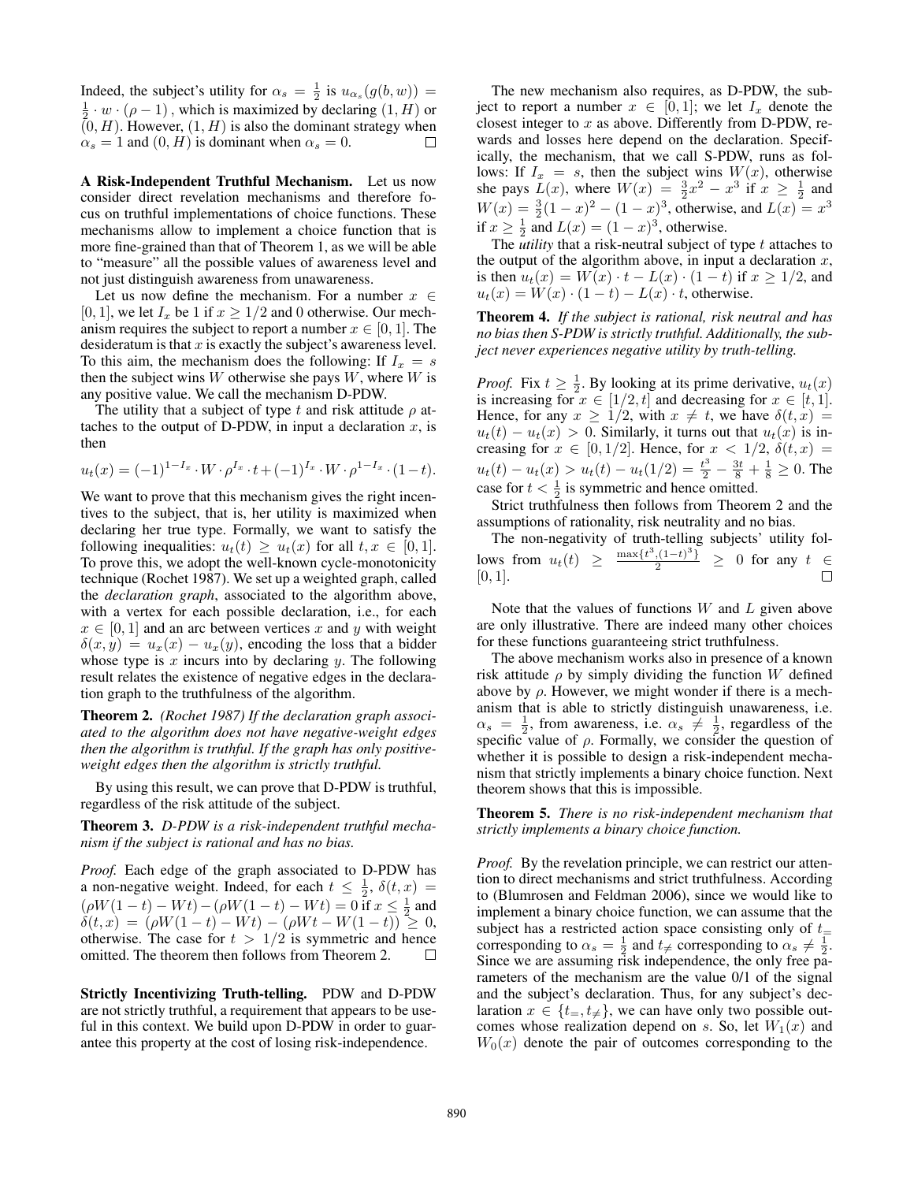Indeed, the subject's utility for $\alpha_s = \frac{1}{2}$ is $u_{\alpha_s}(g(b,w)) = \frac{1}{2} \cdot w \cdot (\rho - 1)$, which is maximized by declaring $(1, H)$ or $(0, H)$. However, $(1, H)$ is also the dominant strategy when $\alpha_s = 1$ and $(0, H)$ is dominant when $\alpha_s = 0$. □

**A Risk-Independent Truthful Mechanism.** Let us now consider direct revelation mechanisms and therefore focus on truthful implementations of choice functions. These mechanisms allow to implement a choice function that is more fine-grained than that of Theorem 1, as we will be able to "measure" all the possible values of awareness level and not just distinguish awareness from unawareness.

Let us now define the mechanism. For a number $x \in [0, 1]$, we let $I_x$ be 1 if $x \geq 1/2$ and 0 otherwise. Our mechanism requires the subject to report a number $x \in [0, 1]$. The desideratum is that $x$ is exactly the subject's awareness level. To this aim, the mechanism does the following: If $I_x = s$ then the subject wins $W$ otherwise she pays $W$, where $W$ is any positive value. We call the mechanism D-PDW.

The utility that a subject of type $t$ and risk attitude $\rho$ attaches to the output of D-PDW, in input a declaration $x$, is then

$$u_t(x) = (-1)^{1-I_x} \cdot W \cdot \rho^{I_x} \cdot t + (-1)^{I_x} \cdot W \cdot \rho^{1-I_x} \cdot (1-t).$$

We want to prove that this mechanism gives the right incentives to the subject, that is, her utility is maximized when declaring her true type. Formally, we want to satisfy the following inequalities: $u_t(t) \geq u_t(x)$ for all $t, x \in [0, 1]$. To prove this, we adopt the well-known cycle-monotonicity technique (Rochet 1987). We set up a weighted graph, called the *declaration graph*, associated to the algorithm above, with a vertex for each possible declaration, i.e., for each $x \in [0, 1]$ and an arc between vertices $x$ and $y$ with weight $\delta(x, y) = u_x(x) - u_x(y)$, encoding the loss that a bidder whose type is $x$ incurs into by declaring $y$. The following result relates the existence of negative edges in the declaration graph to the truthfulness of the algorithm.

**Theorem 2.** *(Rochet 1987) If the declaration graph associated to the algorithm does not have negative-weight edges then the algorithm is truthful. If the graph has only positive-weight edges then the algorithm is strictly truthful.*

By using this result, we can prove that D-PDW is truthful, regardless of the risk attitude of the subject.

**Theorem 3.** *D-PDW is a risk-independent truthful mechanism if the subject is rational and has no bias.*

*Proof.* Each edge of the graph associated to D-PDW has a non-negative weight. Indeed, for each $t \leq \frac{1}{2}$, $\delta(t, x) = (\rho W(1-t) - Wt) - (\rho W(1-t) - Wt) = 0$ if $x \leq \frac{1}{2}$ and $\delta(t, x) = (\rho W(1-t) - Wt) - (\rho Wt - W(1-t)) \geq 0$, otherwise. The case for $t > 1/2$ is symmetric and hence omitted. The theorem then follows from Theorem 2. □

**Strictly Incentivizing Truth-telling.** PDW and D-PDW are not strictly truthful, a requirement that appears to be useful in this context. We build upon D-PDW in order to guarantee this property at the cost of losing risk-independence.

The new mechanism also requires, as D-PDW, the subject to report a number $x \in [0, 1]$; we let $I_x$ denote the closest integer to $x$ as above. Differently from D-PDW, rewards and losses here depend on the declaration. Specifically, the mechanism, that we call S-PDW, runs as follows: If $I_x = s$, then the subject wins $W(x)$, otherwise she pays $L(x)$, where $W(x) = \frac{3}{2}x^2 - x^3$ if $x \geq \frac{1}{2}$ and $W(x) = \frac{3}{2}(1-x)^2 - (1-x)^3$, otherwise, and $L(x) = x^3$ if $x \geq \frac{1}{2}$ and $L(x) = (1-x)^3$, otherwise.

The *utility* that a risk-neutral subject of type $t$ attaches to the output of the algorithm above, in input a declaration $x$, is then $u_t(x) = W(x) \cdot t - L(x) \cdot (1-t)$ if $x \geq 1/2$, and $u_t(x) = W(x) \cdot (1-t) - L(x) \cdot t$, otherwise.

**Theorem 4.** *If the subject is rational, risk neutral and has no bias then S-PDW is strictly truthful. Additionally, the subject never experiences negative utility by truth-telling.*

*Proof.* Fix $t \geq \frac{1}{2}$. By looking at its prime derivative, $u_t(x)$ is increasing for $x \in [1/2, t]$ and decreasing for $x \in [t, 1]$. Hence, for any $x \geq 1/2$, with $x \neq t$, we have $\delta(t, x) = u_t(t) - u_t(x) > 0$. Similarly, it turns out that $u_t(x)$ is increasing for $x \in [0, 1/2]$. Hence, for $x < 1/2$, $\delta(t, x) = u_t(t) - u_t(x) > u_t(t) - u_t(1/2) = \frac{t^3}{2} - \frac{3t}{8} + \frac{1}{8} \geq 0$. The case for $t < \frac{1}{2}$ is symmetric and hence omitted.

Strict truthfulness then follows from Theorem 2 and the assumptions of rationality, risk neutrality and no bias.

The non-negativity of truth-telling subjects' utility follows from $u_t(t) \geq \frac{\max\{t^3, (1-t)^3\}}{2} \geq 0$ for any $t \in [0, 1]$. □

Note that the values of functions $W$ and $L$ given above are only illustrative. There are indeed many other choices for these functions guaranteeing strict truthfulness.

The above mechanism works also in presence of a known risk attitude $\rho$ by simply dividing the function $W$ defined above by $\rho$. However, we might wonder if there is a mechanism that is able to strictly distinguish unawareness, i.e. $\alpha_s = \frac{1}{2}$, from awareness, i.e. $\alpha_s \neq \frac{1}{2}$, regardless of the specific value of $\rho$. Formally, we consider the question of whether it is possible to design a risk-independent mechanism that strictly implements a binary choice function. Next theorem shows that this is impossible.

**Theorem 5.** *There is no risk-independent mechanism that strictly implements a binary choice function.*

*Proof.* By the revelation principle, we can restrict our attention to direct mechanisms and strict truthfulness. According to (Blumrosen and Feldman 2006), since we would like to implement a binary choice function, we can assume that the subject has a restricted action space consisting only of $t_=$ corresponding to $\alpha_s = \frac{1}{2}$ and $t_{\neq}$ corresponding to $\alpha_s \neq \frac{1}{2}$. Since we are assuming risk independence, the only free parameters of the mechanism are the value 0/1 of the signal and the subject's declaration. Thus, for any subject's declaration $x \in \{t_=, t_{\neq}\}$, we can have only two possible outcomes whose realization depend on $s$. So, let $W_1(x)$ and $W_0(x)$ denote the pair of outcomes corresponding to the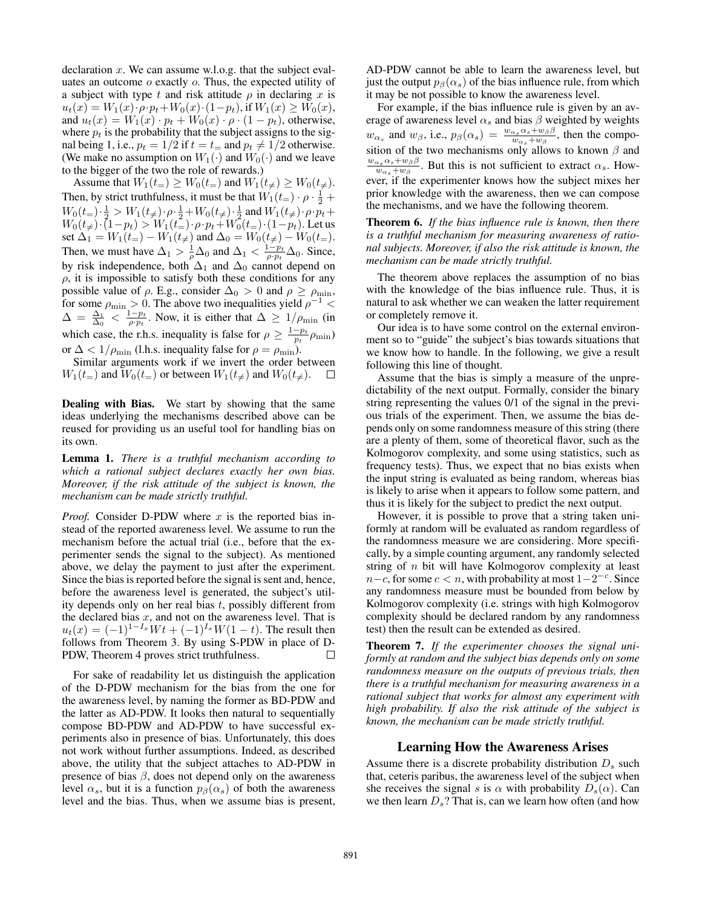declaration $x$. We can assume w.l.o.g. that the subject evaluates an outcome $o$ exactly $o$. Thus, the expected utility of a subject with type $t$ and risk attitude $\rho$ in declaring $x$ is $u_t(x) = W_1(x)\cdot\rho\cdot p_t + W_0(x)\cdot(1-p_t)$, if $W_1(x) \geq W_0(x)$, and $u_t(x) = W_1(x)\cdot p_t + W_0(x)\cdot\rho\cdot(1-p_t)$, otherwise, where $p_t$ is the probability that the subject assigns to the signal being 1, i.e., $p_t = 1/2$ if $t = t_=$ and $p_t \neq 1/2$ otherwise. (We make no assumption on $W_1(\cdot)$ and $W_0(\cdot)$ and we leave to the bigger of the two the role of rewards.)

Assume that $W_1(t_=) \geq W_0(t_=)$ and $W_1(t_{\neq}) \geq W_0(t_{\neq})$. Then, by strict truthfulness, it must be that $W_1(t_=)\cdot\rho\cdot\frac{1}{2} + W_0(t_=)\cdot\frac{1}{2} > W_1(t_{\neq})\cdot\rho\cdot\frac{1}{2} + W_0(t_{\neq})\cdot\frac{1}{2}$ and $W_1(t_{\neq})\cdot\rho\cdot p_t + W_0(t_{\neq})\cdot(1-p_t) > W_1(t_=)\cdot\rho\cdot p_t + W_0(t_=)\cdot(1-p_t)$. Let us set $\Delta_1 = W_1(t_=) - W_1(t_{\neq})$ and $\Delta_0 = W_0(t_{\neq}) - W_0(t_=)$. Then, we must have $\Delta_1 > \frac{1}{\rho}\Delta_0$ and $\Delta_1 < \frac{1-p_t}{\rho\cdot p_t}\Delta_0$. Since, by risk independence, both $\Delta_1$ and $\Delta_0$ cannot depend on $\rho$, it is impossible to satisfy both these conditions for any possible value of $\rho$. E.g., consider $\Delta_0 > 0$ and $\rho \geq \rho_{\min}$, for some $\rho_{\min} > 0$. The above two inequalities yield $\rho^{-1} < \Delta = \frac{\Delta_1}{\Delta_0} < \frac{1-p_t}{\rho\cdot p_t}$. Now, it is either that $\Delta \geq 1/\rho_{\min}$ (in which case, the r.h.s. inequality is false for $\rho \geq \frac{1-p_t}{p_t}\rho_{\min}$) or $\Delta < 1/\rho_{\min}$ (l.h.s. inequality false for $\rho = \rho_{\min}$).

Similar arguments work if we invert the order between $W_1(t_=)$ and $W_0(t_=)$ or between $W_1(t_{\neq})$ and $W_0(t_{\neq})$. □

**Dealing with Bias.** We start by showing that the same ideas underlying the mechanisms described above can be reused for providing us an useful tool for handling bias on its own.

**Lemma 1.** *There is a truthful mechanism according to which a rational subject declares exactly her own bias. Moreover, if the risk attitude of the subject is known, the mechanism can be made strictly truthful.*

*Proof.* Consider D-PDW where $x$ is the reported bias instead of the reported awareness level. We assume to run the mechanism before the actual trial (i.e., before that the experimenter sends the signal to the subject). As mentioned above, we delay the payment to just after the experiment. Since the bias is reported before the signal is sent and, hence, before the awareness level is generated, the subject's utility depends only on her real bias $t$, possibly different from the declared bias $x$, and not on the awareness level. That is $u_t(x) = (-1)^{1-I_x}Wt + (-1)^{I_x}W(1-t)$. The result then follows from Theorem 3. By using S-PDW in place of D-PDW, Theorem 4 proves strict truthfulness. □

For sake of readability let us distinguish the application of the D-PDW mechanism for the bias from the one for the awareness level, by naming the former as BD-PDW and the latter as AD-PDW. It looks then natural to sequentially compose BD-PDW and AD-PDW to have successful experiments also in presence of bias. Unfortunately, this does not work without further assumptions. Indeed, as described above, the utility that the subject attaches to AD-PDW in presence of bias $\beta$, does not depend only on the awareness level $\alpha_s$, but it is a function $p_\beta(\alpha_s)$ of both the awareness level and the bias. Thus, when we assume bias is present, AD-PDW cannot be able to learn the awareness level, but just the output $p_\beta(\alpha_s)$ of the bias influence rule, from which it may be not possible to know the awareness level.

For example, if the bias influence rule is given by an average of awareness level $\alpha_s$ and bias $\beta$ weighted by weights $w_{\alpha_s}$ and $w_\beta$, i.e., $p_\beta(\alpha_s) = \frac{w_{\alpha_s}\alpha_s + w_\beta\beta}{w_{\alpha_s}+w_\beta}$, then the composition of the two mechanisms only allows to known $\beta$ and $\frac{w_{\alpha_s}\alpha_s + w_\beta\beta}{w_{\alpha_s}+w_\beta}$. But this is not sufficient to extract $\alpha_s$. However, if the experimenter knows how the subject mixes her prior knowledge with the awareness, then we can compose the mechanisms, and we have the following theorem.

**Theorem 6.** *If the bias influence rule is known, then there is a truthful mechanism for measuring awareness of rational subjects. Moreover, if also the risk attitude is known, the mechanism can be made strictly truthful.*

The theorem above replaces the assumption of no bias with the knowledge of the bias influence rule. Thus, it is natural to ask whether we can weaken the latter requirement or completely remove it.

Our idea is to have some control on the external environment so to "guide" the subject's bias towards situations that we know how to handle. In the following, we give a result following this line of thought.

Assume that the bias is simply a measure of the unpredictability of the next output. Formally, consider the binary string representing the values 0/1 of the signal in the previous trials of the experiment. Then, we assume the bias depends only on some randomness measure of this string (there are a plenty of them, some of theoretical flavor, such as the Kolmogorov complexity, and some using statistics, such as frequency tests). Thus, we expect that no bias exists when the input string is evaluated as being random, whereas bias is likely to arise when it appears to follow some pattern, and thus it is likely for the subject to predict the next output.

However, it is possible to prove that a string taken uniformly at random will be evaluated as random regardless of the randomness measure we are considering. More specifically, by a simple counting argument, any randomly selected string of $n$ bit will have Kolmogorov complexity at least $n-c$, for some $c < n$, with probability at most $1-2^{-c}$. Since any randomness measure must be bounded from below by Kolmogorov complexity (i.e. strings with high Kolmogorov complexity should be declared random by any randomness test) then the result can be extended as desired.

**Theorem 7.** *If the experimenter chooses the signal uniformly at random and the subject bias depends only on some randomness measure on the outputs of previous trials, then there is a truthful mechanism for measuring awareness in a rational subject that works for almost any experiment with high probability. If also the risk attitude of the subject is known, the mechanism can be made strictly truthful.*

## Learning How the Awareness Arises

Assume there is a discrete probability distribution $D_s$ such that, ceteris paribus, the awareness level of the subject when she receives the signal $s$ is $\alpha$ with probability $D_s(\alpha)$. Can we then learn $D_s$? That is, can we learn how often (and how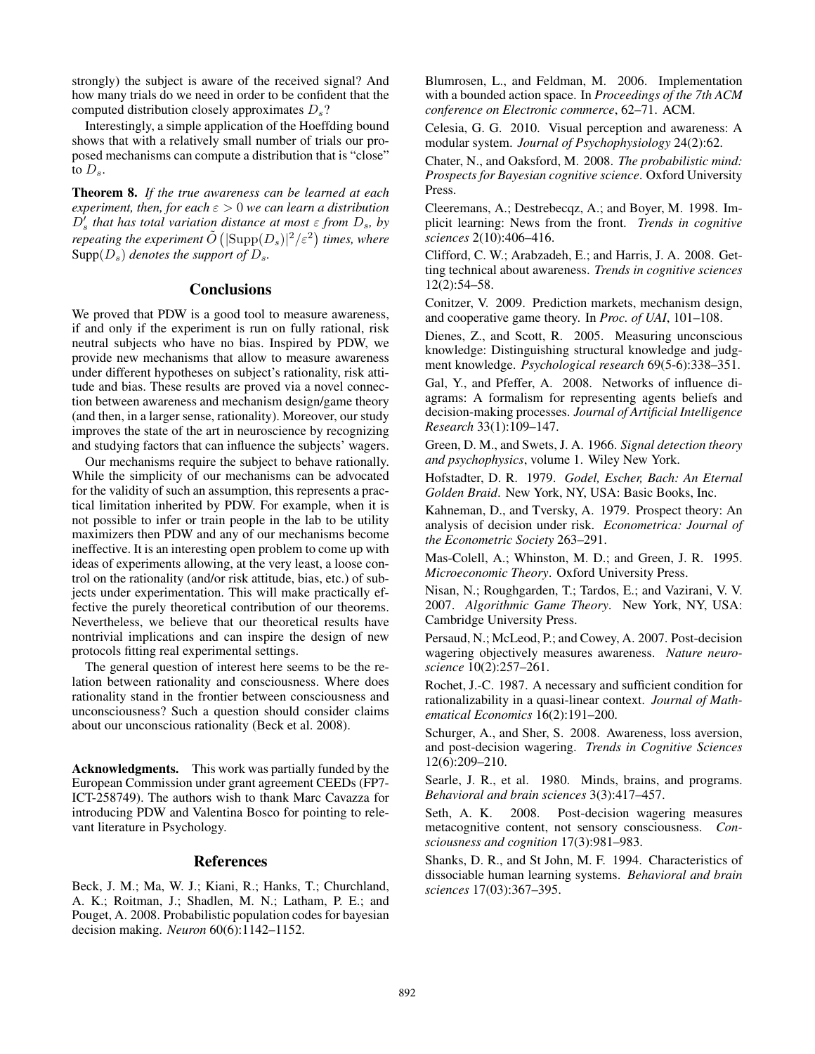strongly) the subject is aware of the received signal? And how many trials do we need in order to be confident that the computed distribution closely approximates $D_s$?

Interestingly, a simple application of the Hoeffding bound shows that with a relatively small number of trials our proposed mechanisms can compute a distribution that is "close" to $D_s$.

**Theorem 8.** *If the true awareness can be learned at each experiment, then, for each $\varepsilon > 0$ we can learn a distribution $D_s'$ that has total variation distance at most $\varepsilon$ from $D_s$, by repeating the experiment $\tilde{O}\left(|\mathrm{Supp}(D_s)|^2/\varepsilon^2\right)$ times, where $\mathrm{Supp}(D_s)$ denotes the support of $D_s$.*

## Conclusions

We proved that PDW is a good tool to measure awareness, if and only if the experiment is run on fully rational, risk neutral subjects who have no bias. Inspired by PDW, we provide new mechanisms that allow to measure awareness under different hypotheses on subject's rationality, risk attitude and bias. These results are proved via a novel connection between awareness and mechanism design/game theory (and then, in a larger sense, rationality). Moreover, our study improves the state of the art in neuroscience by recognizing and studying factors that can influence the subjects' wagers.

Our mechanisms require the subject to behave rationally. While the simplicity of our mechanisms can be advocated for the validity of such an assumption, this represents a practical limitation inherited by PDW. For example, when it is not possible to infer or train people in the lab to be utility maximizers then PDW and any of our mechanisms become ineffective. It is an interesting open problem to come up with ideas of experiments allowing, at the very least, a loose control on the rationality (and/or risk attitude, bias, etc.) of subjects under experimentation. This will make practically effective the purely theoretical contribution of our theorems. Nevertheless, we believe that our theoretical results have nontrivial implications and can inspire the design of new protocols fitting real experimental settings.

The general question of interest here seems to be the relation between rationality and consciousness. Where does rationality stand in the frontier between consciousness and unconsciousness? Such a question should consider claims about our unconscious rationality (Beck et al. 2008).

**Acknowledgments.** This work was partially funded by the European Commission under grant agreement CEEDs (FP7-ICT-258749). The authors wish to thank Marc Cavazza for introducing PDW and Valentina Bosco for pointing to relevant literature in Psychology.

## References

Beck, J. M.; Ma, W. J.; Kiani, R.; Hanks, T.; Churchland, A. K.; Roitman, J.; Shadlen, M. N.; Latham, P. E.; and Pouget, A. 2008. Probabilistic population codes for bayesian decision making. *Neuron* 60(6):1142–1152.

Blumrosen, L., and Feldman, M. 2006. Implementation with a bounded action space. In *Proceedings of the 7th ACM conference on Electronic commerce*, 62–71. ACM.

Celesia, G. G. 2010. Visual perception and awareness: A modular system. *Journal of Psychophysiology* 24(2):62.

Chater, N., and Oaksford, M. 2008. *The probabilistic mind: Prospects for Bayesian cognitive science*. Oxford University Press.

Cleeremans, A.; Destrebecqz, A.; and Boyer, M. 1998. Implicit learning: News from the front. *Trends in cognitive sciences* 2(10):406–416.

Clifford, C. W.; Arabzadeh, E.; and Harris, J. A. 2008. Getting technical about awareness. *Trends in cognitive sciences* 12(2):54–58.

Conitzer, V. 2009. Prediction markets, mechanism design, and cooperative game theory. In *Proc. of UAI*, 101–108.

Dienes, Z., and Scott, R. 2005. Measuring unconscious knowledge: Distinguishing structural knowledge and judgment knowledge. *Psychological research* 69(5-6):338–351.

Gal, Y., and Pfeffer, A. 2008. Networks of influence diagrams: A formalism for representing agents beliefs and decision-making processes. *Journal of Artificial Intelligence Research* 33(1):109–147.

Green, D. M., and Swets, J. A. 1966. *Signal detection theory and psychophysics*, volume 1. Wiley New York.

Hofstadter, D. R. 1979. *Godel, Escher, Bach: An Eternal Golden Braid*. New York, NY, USA: Basic Books, Inc.

Kahneman, D., and Tversky, A. 1979. Prospect theory: An analysis of decision under risk. *Econometrica: Journal of the Econometric Society* 263–291.

Mas-Colell, A.; Whinston, M. D.; and Green, J. R. 1995. *Microeconomic Theory*. Oxford University Press.

Nisan, N.; Roughgarden, T.; Tardos, E.; and Vazirani, V. V. 2007. *Algorithmic Game Theory*. New York, NY, USA: Cambridge University Press.

Persaud, N.; McLeod, P.; and Cowey, A. 2007. Post-decision wagering objectively measures awareness. *Nature neuroscience* 10(2):257–261.

Rochet, J.-C. 1987. A necessary and sufficient condition for rationalizability in a quasi-linear context. *Journal of Mathematical Economics* 16(2):191–200.

Schurger, A., and Sher, S. 2008. Awareness, loss aversion, and post-decision wagering. *Trends in Cognitive Sciences* 12(6):209–210.

Searle, J. R., et al. 1980. Minds, brains, and programs. *Behavioral and brain sciences* 3(3):417–457.

Seth, A. K. 2008. Post-decision wagering measures metacognitive content, not sensory consciousness. *Consciousness and cognition* 17(3):981–983.

Shanks, D. R., and St John, M. F. 1994. Characteristics of dissociable human learning systems. *Behavioral and brain sciences* 17(03):367–395.